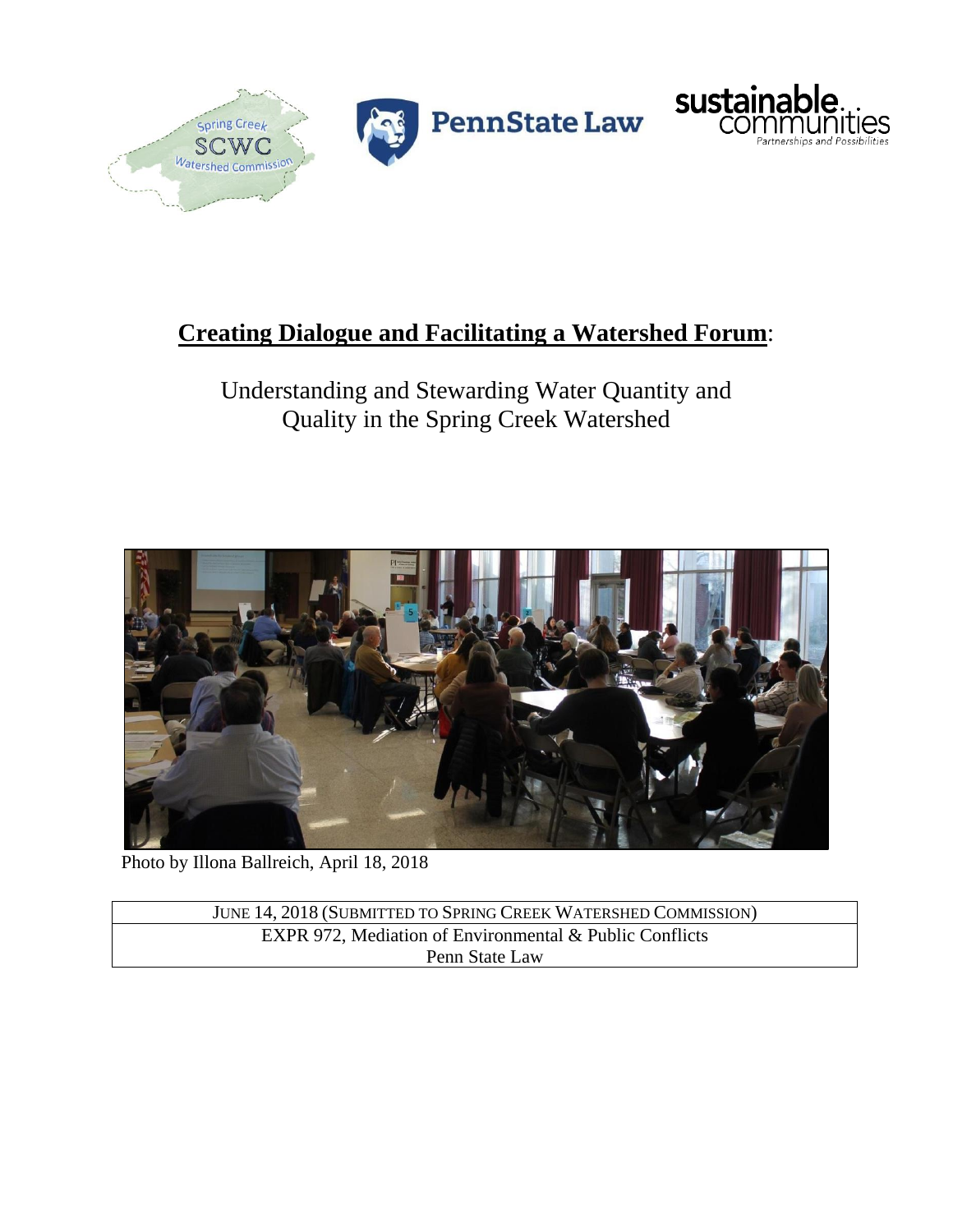# **Creating Dialogue and Facilitating a Watershed Forum**:

Understanding and Stewarding Water Quantity and Quality in the Spring Creek Watershed

Photo by Illona Ballreich, April 18, 2018

| JUNE 14, 2018 (SUBMITTED TO SPRING CREEK WATERSHED COMMISSION) |
|---|
| EXPR 972, Mediation of Environmental & Public Conflicts<br>Penn State Law |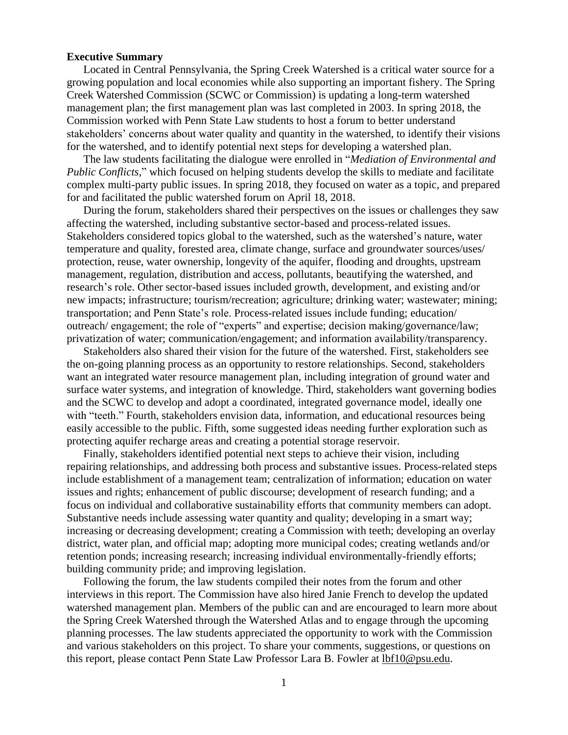**Executive Summary**

Located in Central Pennsylvania, the Spring Creek Watershed is a critical water source for a growing population and local economies while also supporting an important fishery. The Spring Creek Watershed Commission (SCWC or Commission) is updating a long-term watershed management plan; the first management plan was last completed in 2003. In spring 2018, the Commission worked with Penn State Law students to host a forum to better understand stakeholders' concerns about water quality and quantity in the watershed, to identify their visions for the watershed, and to identify potential next steps for developing a watershed plan.

The law students facilitating the dialogue were enrolled in "*Mediation of Environmental and Public Conflicts*," which focused on helping students develop the skills to mediate and facilitate complex multi-party public issues. In spring 2018, they focused on water as a topic, and prepared for and facilitated the public watershed forum on April 18, 2018.

During the forum, stakeholders shared their perspectives on the issues or challenges they saw affecting the watershed, including substantive sector-based and process-related issues. Stakeholders considered topics global to the watershed, such as the watershed's nature, water temperature and quality, forested area, climate change, surface and groundwater sources/uses/ protection, reuse, water ownership, longevity of the aquifer, flooding and droughts, upstream management, regulation, distribution and access, pollutants, beautifying the watershed, and research's role. Other sector-based issues included growth, development, and existing and/or new impacts; infrastructure; tourism/recreation; agriculture; drinking water; wastewater; mining; transportation; and Penn State's role. Process-related issues include funding; education/ outreach/ engagement; the role of "experts" and expertise; decision making/governance/law; privatization of water; communication/engagement; and information availability/transparency.

Stakeholders also shared their vision for the future of the watershed. First, stakeholders see the on-going planning process as an opportunity to restore relationships. Second, stakeholders want an integrated water resource management plan, including integration of ground water and surface water systems, and integration of knowledge. Third, stakeholders want governing bodies and the SCWC to develop and adopt a coordinated, integrated governance model, ideally one with "teeth." Fourth, stakeholders envision data, information, and educational resources being easily accessible to the public. Fifth, some suggested ideas needing further exploration such as protecting aquifer recharge areas and creating a potential storage reservoir.

Finally, stakeholders identified potential next steps to achieve their vision, including repairing relationships, and addressing both process and substantive issues. Process-related steps include establishment of a management team; centralization of information; education on water issues and rights; enhancement of public discourse; development of research funding; and a focus on individual and collaborative sustainability efforts that community members can adopt. Substantive needs include assessing water quantity and quality; developing in a smart way; increasing or decreasing development; creating a Commission with teeth; developing an overlay district, water plan, and official map; adopting more municipal codes; creating wetlands and/or retention ponds; increasing research; increasing individual environmentally-friendly efforts; building community pride; and improving legislation.

Following the forum, the law students compiled their notes from the forum and other interviews in this report. The Commission have also hired Janie French to develop the updated watershed management plan. Members of the public can and are encouraged to learn more about the Spring Creek Watershed through the Watershed Atlas and to engage through the upcoming planning processes. The law students appreciated the opportunity to work with the Commission and various stakeholders on this project. To share your comments, suggestions, or questions on this report, please contact Penn State Law Professor Lara B. Fowler at lbf10@psu.edu.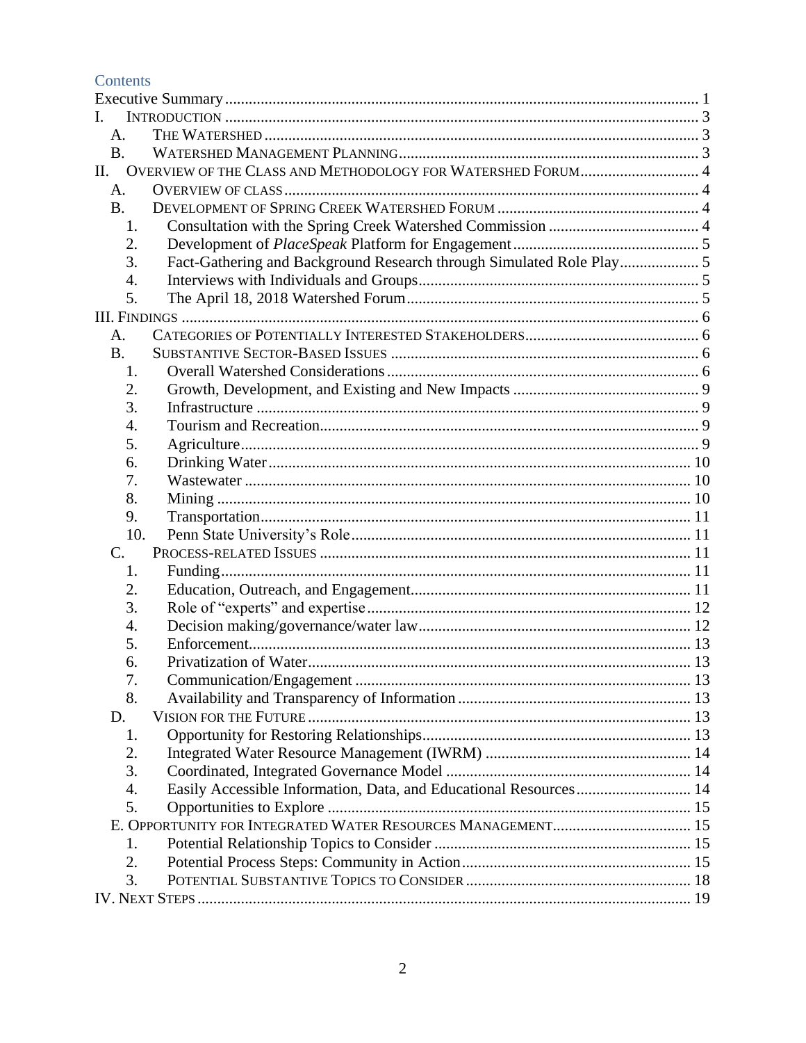# Contents

- Executive Summary ........ 1
- I. INTRODUCTION ........ 3
  - A. THE WATERSHED ........ 3
  - B. WATERSHED MANAGEMENT PLANNING ........ 3
- II. OVERVIEW OF THE CLASS AND METHODOLOGY FOR WATERSHED FORUM ........ 4
  - A. OVERVIEW OF CLASS ........ 4
  - B. DEVELOPMENT OF SPRING CREEK WATERSHED FORUM ........ 4
    1. Consultation with the Spring Creek Watershed Commission ........ 4
    2. Development of *PlaceSpeak* Platform for Engagement ........ 5
    3. Fact-Gathering and Background Research through Simulated Role Play ........ 5
    4. Interviews with Individuals and Groups ........ 5
    5. The April 18, 2018 Watershed Forum ........ 5
- III. FINDINGS ........ 6
  - A. CATEGORIES OF POTENTIALLY INTERESTED STAKEHOLDERS ........ 6
  - B. SUBSTANTIVE SECTOR-BASED ISSUES ........ 6
    1. Overall Watershed Considerations ........ 6
    2. Growth, Development, and Existing and New Impacts ........ 9
    3. Infrastructure ........ 9
    4. Tourism and Recreation ........ 9
    5. Agriculture ........ 9
    6. Drinking Water ........ 10
    7. Wastewater ........ 10
    8. Mining ........ 10
    9. Transportation ........ 11
    10. Penn State University's Role ........ 11
  - C. PROCESS-RELATED ISSUES ........ 11
    1. Funding ........ 11
    2. Education, Outreach, and Engagement ........ 11
    3. Role of "experts" and expertise ........ 12
    4. Decision making/governance/water law ........ 12
    5. Enforcement ........ 13
    6. Privatization of Water ........ 13
    7. Communication/Engagement ........ 13
    8. Availability and Transparency of Information ........ 13
  - D. VISION FOR THE FUTURE ........ 13
    1. Opportunity for Restoring Relationships ........ 13
    2. Integrated Water Resource Management (IWRM) ........ 14
    3. Coordinated, Integrated Governance Model ........ 14
    4. Easily Accessible Information, Data, and Educational Resources ........ 14
    5. Opportunities to Explore ........ 15
  - E. OPPORTUNITY FOR INTEGRATED WATER RESOURCES MANAGEMENT ........ 15
    1. Potential Relationship Topics to Consider ........ 15
    2. Potential Process Steps: Community in Action ........ 15
    3. POTENTIAL SUBSTANTIVE TOPICS TO CONSIDER ........ 18
- IV. NEXT STEPS ........ 19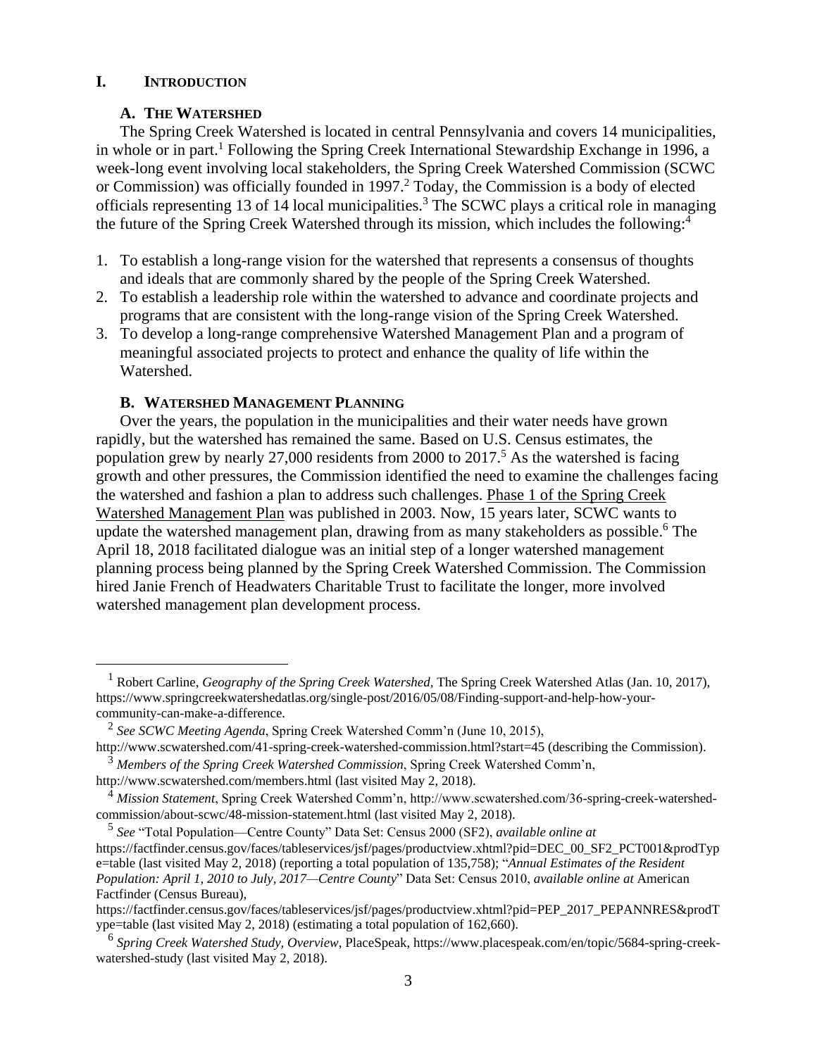# I. INTRODUCTION

## A. THE WATERSHED

The Spring Creek Watershed is located in central Pennsylvania and covers 14 municipalities, in whole or in part.[1] Following the Spring Creek International Stewardship Exchange in 1996, a week-long event involving local stakeholders, the Spring Creek Watershed Commission (SCWC or Commission) was officially founded in 1997.[2] Today, the Commission is a body of elected officials representing 13 of 14 local municipalities.[3] The SCWC plays a critical role in managing the future of the Spring Creek Watershed through its mission, which includes the following:[4]

1. To establish a long-range vision for the watershed that represents a consensus of thoughts and ideals that are commonly shared by the people of the Spring Creek Watershed.
2. To establish a leadership role within the watershed to advance and coordinate projects and programs that are consistent with the long-range vision of the Spring Creek Watershed.
3. To develop a long-range comprehensive Watershed Management Plan and a program of meaningful associated projects to protect and enhance the quality of life within the Watershed.

## B. WATERSHED MANAGEMENT PLANNING

Over the years, the population in the municipalities and their water needs have grown rapidly, but the watershed has remained the same. Based on U.S. Census estimates, the population grew by nearly 27,000 residents from 2000 to 2017.[5] As the watershed is facing growth and other pressures, the Commission identified the need to examine the challenges facing the watershed and fashion a plan to address such challenges. Phase 1 of the Spring Creek Watershed Management Plan was published in 2003. Now, 15 years later, SCWC wants to update the watershed management plan, drawing from as many stakeholders as possible.[6] The April 18, 2018 facilitated dialogue was an initial step of a longer watershed management planning process being planned by the Spring Creek Watershed Commission. The Commission hired Janie French of Headwaters Charitable Trust to facilitate the longer, more involved watershed management plan development process.

---

[1] Robert Carline, *Geography of the Spring Creek Watershed*, The Spring Creek Watershed Atlas (Jan. 10, 2017), https://www.springcreekwatershedatlas.org/single-post/2016/05/08/Finding-support-and-help-how-your-community-can-make-a-difference.

[2] *See SCWC Meeting Agenda*, Spring Creek Watershed Comm'n (June 10, 2015), http://www.scwatershed.com/41-spring-creek-watershed-commission.html?start=45 (describing the Commission).

[3] *Members of the Spring Creek Watershed Commission*, Spring Creek Watershed Comm'n, http://www.scwatershed.com/members.html (last visited May 2, 2018).

[4] *Mission Statement*, Spring Creek Watershed Comm'n, http://www.scwatershed.com/36-spring-creek-watershed-commission/about-scwc/48-mission-statement.html (last visited May 2, 2018).

[5] *See* "Total Population—Centre County" Data Set: Census 2000 (SF2), *available online at* https://factfinder.census.gov/faces/tableservices/jsf/pages/productview.xhtml?pid=DEC_00_SF2_PCT001&prodType=table (last visited May 2, 2018) (reporting a total population of 135,758); "*Annual Estimates of the Resident Population: April 1, 2010 to July, 2017—Centre County*" Data Set: Census 2010, *available online at* American Factfinder (Census Bureau), https://factfinder.census.gov/faces/tableservices/jsf/pages/productview.xhtml?pid=PEP_2017_PEPANNRES&prodType=table (last visited May 2, 2018) (estimating a total population of 162,660).

[6] *Spring Creek Watershed Study, Overview*, PlaceSpeak, https://www.placespeak.com/en/topic/5684-spring-creek-watershed-study (last visited May 2, 2018).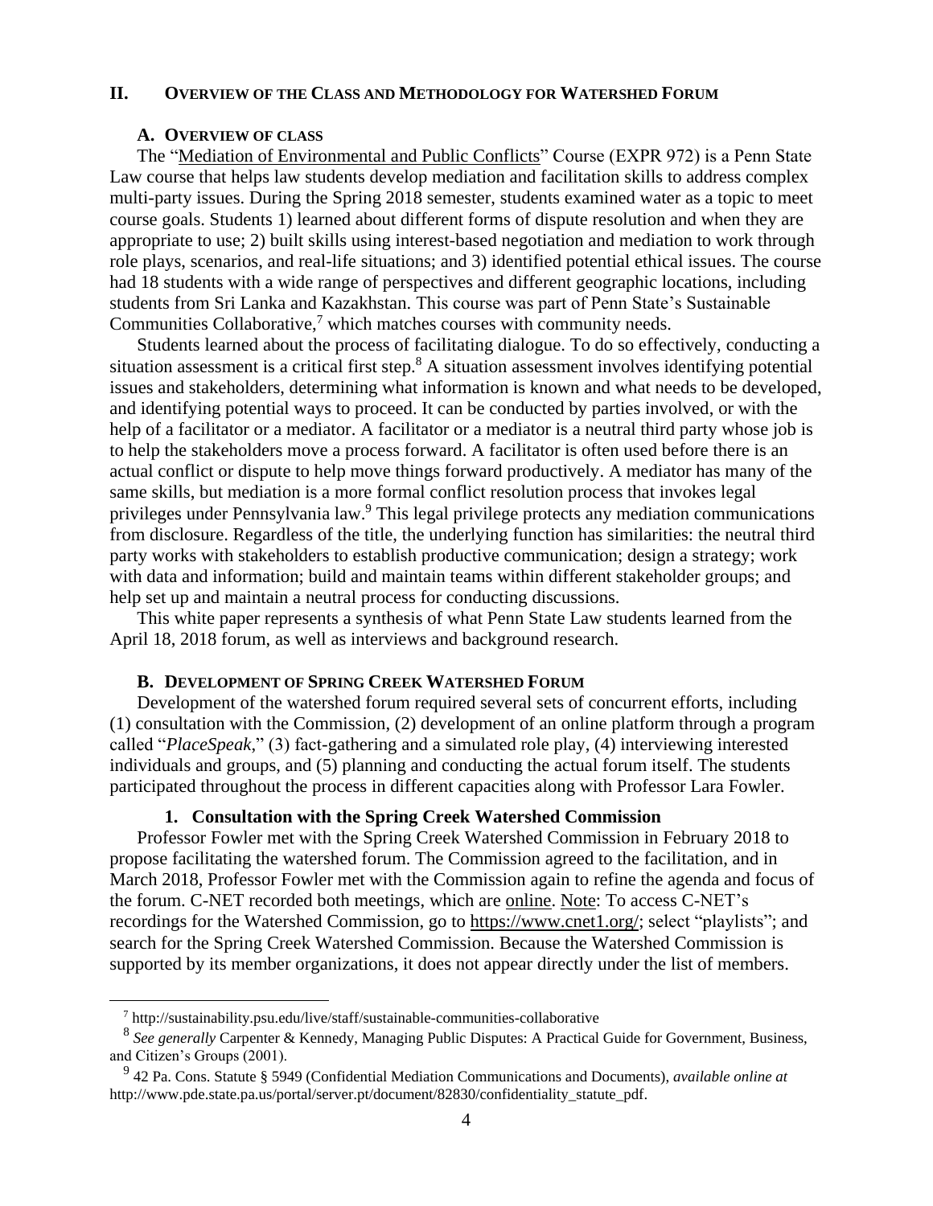## II. Overview of the Class and Methodology for Watershed Forum

### A. Overview of Class

The "Mediation of Environmental and Public Conflicts" Course (EXPR 972) is a Penn State Law course that helps law students develop mediation and facilitation skills to address complex multi-party issues. During the Spring 2018 semester, students examined water as a topic to meet course goals. Students 1) learned about different forms of dispute resolution and when they are appropriate to use; 2) built skills using interest-based negotiation and mediation to work through role plays, scenarios, and real-life situations; and 3) identified potential ethical issues. The course had 18 students with a wide range of perspectives and different geographic locations, including students from Sri Lanka and Kazakhstan. This course was part of Penn State's Sustainable Communities Collaborative,[7] which matches courses with community needs.

Students learned about the process of facilitating dialogue. To do so effectively, conducting a situation assessment is a critical first step.[8] A situation assessment involves identifying potential issues and stakeholders, determining what information is known and what needs to be developed, and identifying potential ways to proceed. It can be conducted by parties involved, or with the help of a facilitator or a mediator. A facilitator or a mediator is a neutral third party whose job is to help the stakeholders move a process forward. A facilitator is often used before there is an actual conflict or dispute to help move things forward productively. A mediator has many of the same skills, but mediation is a more formal conflict resolution process that invokes legal privileges under Pennsylvania law.[9] This legal privilege protects any mediation communications from disclosure. Regardless of the title, the underlying function has similarities: the neutral third party works with stakeholders to establish productive communication; design a strategy; work with data and information; build and maintain teams within different stakeholder groups; and help set up and maintain a neutral process for conducting discussions.

This white paper represents a synthesis of what Penn State Law students learned from the April 18, 2018 forum, as well as interviews and background research.

### B. Development of Spring Creek Watershed Forum

Development of the watershed forum required several sets of concurrent efforts, including (1) consultation with the Commission, (2) development of an online platform through a program called "*PlaceSpeak*," (3) fact-gathering and a simulated role play, (4) interviewing interested individuals and groups, and (5) planning and conducting the actual forum itself. The students participated throughout the process in different capacities along with Professor Lara Fowler.

#### 1. Consultation with the Spring Creek Watershed Commission

Professor Fowler met with the Spring Creek Watershed Commission in February 2018 to propose facilitating the watershed forum. The Commission agreed to the facilitation, and in March 2018, Professor Fowler met with the Commission again to refine the agenda and focus of the forum. C-NET recorded both meetings, which are online. Note: To access C-NET's recordings for the Watershed Commission, go to https://www.cnet1.org/; select "playlists"; and search for the Spring Creek Watershed Commission. Because the Watershed Commission is supported by its member organizations, it does not appear directly under the list of members.

---

[7] http://sustainability.psu.edu/live/staff/sustainable-communities-collaborative

[8] *See generally* Carpenter & Kennedy, Managing Public Disputes: A Practical Guide for Government, Business, and Citizen's Groups (2001).

[9] 42 Pa. Cons. Statute § 5949 (Confidential Mediation Communications and Documents), *available online at* http://www.pde.state.pa.us/portal/server.pt/document/82830/confidentiality_statute_pdf.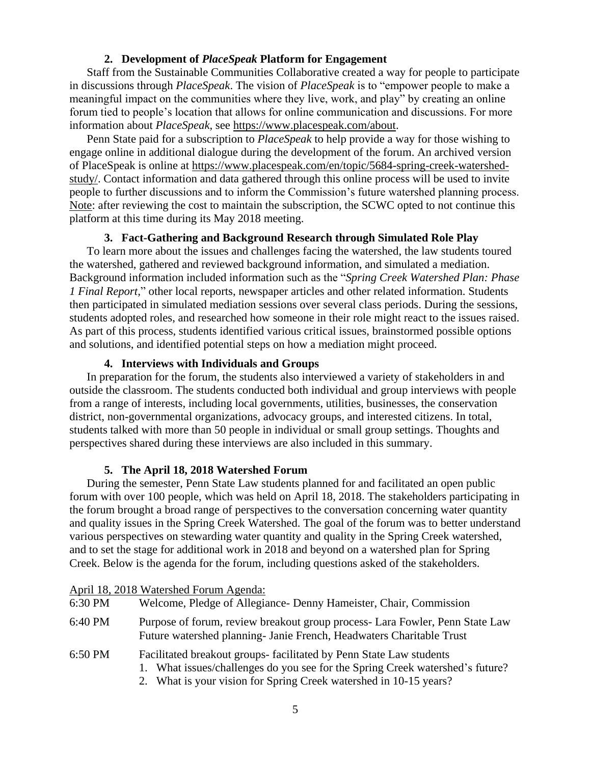### 2. Development of *PlaceSpeak* Platform for Engagement

Staff from the Sustainable Communities Collaborative created a way for people to participate in discussions through *PlaceSpeak*. The vision of *PlaceSpeak* is to "empower people to make a meaningful impact on the communities where they live, work, and play" by creating an online forum tied to people's location that allows for online communication and discussions. For more information about *PlaceSpeak*, see https://www.placespeak.com/about.

Penn State paid for a subscription to *PlaceSpeak* to help provide a way for those wishing to engage online in additional dialogue during the development of the forum. An archived version of PlaceSpeak is online at https://www.placespeak.com/en/topic/5684-spring-creek-watershed-study/. Contact information and data gathered through this online process will be used to invite people to further discussions and to inform the Commission's future watershed planning process. Note: after reviewing the cost to maintain the subscription, the SCWC opted to not continue this platform at this time during its May 2018 meeting.

### 3. Fact-Gathering and Background Research through Simulated Role Play

To learn more about the issues and challenges facing the watershed, the law students toured the watershed, gathered and reviewed background information, and simulated a mediation. Background information included information such as the "*Spring Creek Watershed Plan: Phase 1 Final Report*," other local reports, newspaper articles and other related information. Students then participated in simulated mediation sessions over several class periods. During the sessions, students adopted roles, and researched how someone in their role might react to the issues raised. As part of this process, students identified various critical issues, brainstormed possible options and solutions, and identified potential steps on how a mediation might proceed.

### 4. Interviews with Individuals and Groups

In preparation for the forum, the students also interviewed a variety of stakeholders in and outside the classroom. The students conducted both individual and group interviews with people from a range of interests, including local governments, utilities, businesses, the conservation district, non-governmental organizations, advocacy groups, and interested citizens. In total, students talked with more than 50 people in individual or small group settings. Thoughts and perspectives shared during these interviews are also included in this summary.

### 5. The April 18, 2018 Watershed Forum

During the semester, Penn State Law students planned for and facilitated an open public forum with over 100 people, which was held on April 18, 2018. The stakeholders participating in the forum brought a broad range of perspectives to the conversation concerning water quantity and quality issues in the Spring Creek Watershed. The goal of the forum was to better understand various perspectives on stewarding water quantity and quality in the Spring Creek watershed, and to set the stage for additional work in 2018 and beyond on a watershed plan for Spring Creek. Below is the agenda for the forum, including questions asked of the stakeholders.

April 18, 2018 Watershed Forum Agenda:

6:30 PM Welcome, Pledge of Allegiance- Denny Hameister, Chair, Commission

6:40 PM Purpose of forum, review breakout group process- Lara Fowler, Penn State Law
Future watershed planning- Janie French, Headwaters Charitable Trust

6:50 PM Facilitated breakout groups- facilitated by Penn State Law students

1. What issues/challenges do you see for the Spring Creek watershed's future?
2. What is your vision for Spring Creek watershed in 10-15 years?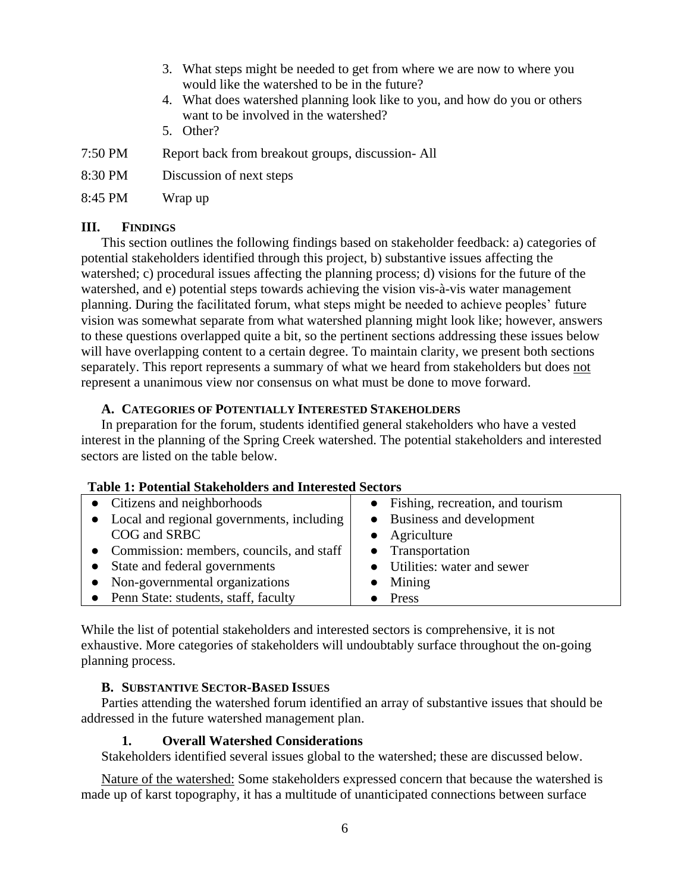3. What steps might be needed to get from where we are now to where you would like the watershed to be in the future?
4. What does watershed planning look like to you, and how do you or others want to be involved in the watershed?
5. Other?

7:50 PM Report back from breakout groups, discussion- All

8:30 PM Discussion of next steps

8:45 PM Wrap up

## III. Findings

This section outlines the following findings based on stakeholder feedback: a) categories of potential stakeholders identified through this project, b) substantive issues affecting the watershed; c) procedural issues affecting the planning process; d) visions for the future of the watershed, and e) potential steps towards achieving the vision vis-à-vis water management planning. During the facilitated forum, what steps might be needed to achieve peoples' future vision was somewhat separate from what watershed planning might look like; however, answers to these questions overlapped quite a bit, so the pertinent sections addressing these issues below will have overlapping content to a certain degree. To maintain clarity, we present both sections separately. This report represents a summary of what we heard from stakeholders but does not represent a unanimous view nor consensus on what must be done to move forward.

### A. Categories of Potentially Interested Stakeholders

In preparation for the forum, students identified general stakeholders who have a vested interest in the planning of the Spring Creek watershed. The potential stakeholders and interested sectors are listed on the table below.

**Table 1: Potential Stakeholders and Interested Sectors**

| | |
|---|---|
| • Citizens and neighborhoods | • Fishing, recreation, and tourism |
| • Local and regional governments, including COG and SRBC | • Business and development |
| | • Agriculture |
| • Commission: members, councils, and staff | • Transportation |
| • State and federal governments | • Utilities: water and sewer |
| • Non-governmental organizations | • Mining |
| • Penn State: students, staff, faculty | • Press |

While the list of potential stakeholders and interested sectors is comprehensive, it is not exhaustive. More categories of stakeholders will undoubtably surface throughout the on-going planning process.

### B. Substantive Sector-Based Issues

Parties attending the watershed forum identified an array of substantive issues that should be addressed in the future watershed management plan.

#### 1. Overall Watershed Considerations

Stakeholders identified several issues global to the watershed; these are discussed below.

Nature of the watershed: Some stakeholders expressed concern that because the watershed is made up of karst topography, it has a multitude of unanticipated connections between surface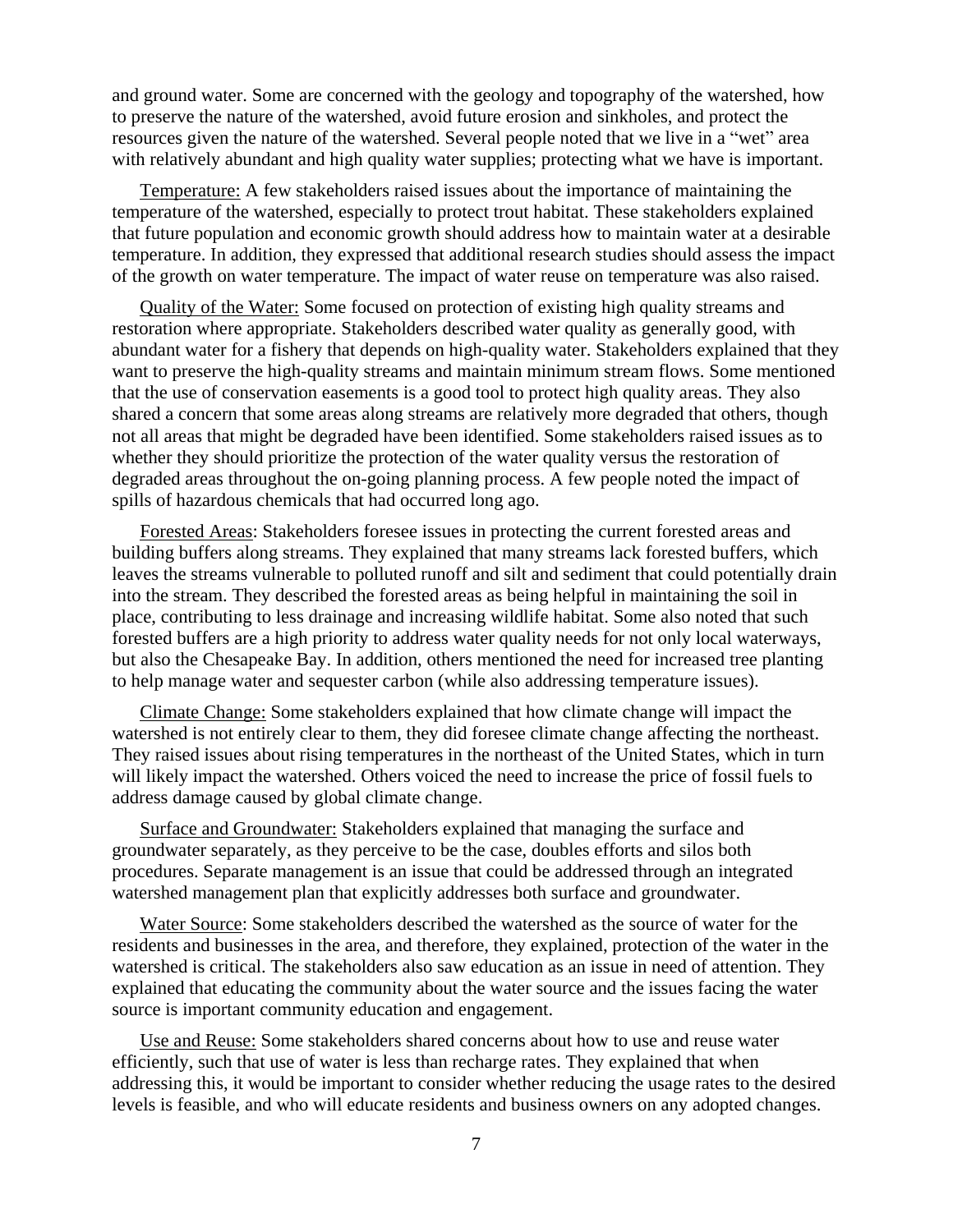and ground water. Some are concerned with the geology and topography of the watershed, how to preserve the nature of the watershed, avoid future erosion and sinkholes, and protect the resources given the nature of the watershed. Several people noted that we live in a "wet" area with relatively abundant and high quality water supplies; protecting what we have is important.

Temperature: A few stakeholders raised issues about the importance of maintaining the temperature of the watershed, especially to protect trout habitat. These stakeholders explained that future population and economic growth should address how to maintain water at a desirable temperature. In addition, they expressed that additional research studies should assess the impact of the growth on water temperature. The impact of water reuse on temperature was also raised.

Quality of the Water: Some focused on protection of existing high quality streams and restoration where appropriate. Stakeholders described water quality as generally good, with abundant water for a fishery that depends on high-quality water. Stakeholders explained that they want to preserve the high-quality streams and maintain minimum stream flows. Some mentioned that the use of conservation easements is a good tool to protect high quality areas. They also shared a concern that some areas along streams are relatively more degraded that others, though not all areas that might be degraded have been identified. Some stakeholders raised issues as to whether they should prioritize the protection of the water quality versus the restoration of degraded areas throughout the on-going planning process. A few people noted the impact of spills of hazardous chemicals that had occurred long ago.

Forested Areas: Stakeholders foresee issues in protecting the current forested areas and building buffers along streams. They explained that many streams lack forested buffers, which leaves the streams vulnerable to polluted runoff and silt and sediment that could potentially drain into the stream. They described the forested areas as being helpful in maintaining the soil in place, contributing to less drainage and increasing wildlife habitat. Some also noted that such forested buffers are a high priority to address water quality needs for not only local waterways, but also the Chesapeake Bay. In addition, others mentioned the need for increased tree planting to help manage water and sequester carbon (while also addressing temperature issues).

Climate Change: Some stakeholders explained that how climate change will impact the watershed is not entirely clear to them, they did foresee climate change affecting the northeast. They raised issues about rising temperatures in the northeast of the United States, which in turn will likely impact the watershed. Others voiced the need to increase the price of fossil fuels to address damage caused by global climate change.

Surface and Groundwater: Stakeholders explained that managing the surface and groundwater separately, as they perceive to be the case, doubles efforts and silos both procedures. Separate management is an issue that could be addressed through an integrated watershed management plan that explicitly addresses both surface and groundwater.

Water Source: Some stakeholders described the watershed as the source of water for the residents and businesses in the area, and therefore, they explained, protection of the water in the watershed is critical. The stakeholders also saw education as an issue in need of attention. They explained that educating the community about the water source and the issues facing the water source is important community education and engagement.

Use and Reuse: Some stakeholders shared concerns about how to use and reuse water efficiently, such that use of water is less than recharge rates. They explained that when addressing this, it would be important to consider whether reducing the usage rates to the desired levels is feasible, and who will educate residents and business owners on any adopted changes.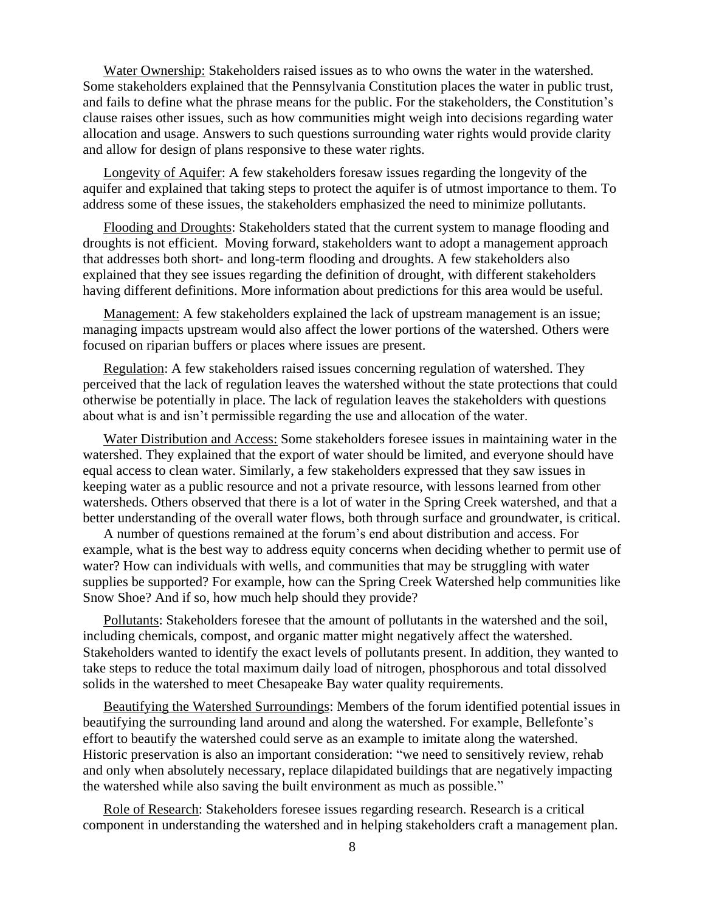Water Ownership: Stakeholders raised issues as to who owns the water in the watershed. Some stakeholders explained that the Pennsylvania Constitution places the water in public trust, and fails to define what the phrase means for the public. For the stakeholders, the Constitution's clause raises other issues, such as how communities might weigh into decisions regarding water allocation and usage. Answers to such questions surrounding water rights would provide clarity and allow for design of plans responsive to these water rights.

Longevity of Aquifer: A few stakeholders foresaw issues regarding the longevity of the aquifer and explained that taking steps to protect the aquifer is of utmost importance to them. To address some of these issues, the stakeholders emphasized the need to minimize pollutants.

Flooding and Droughts: Stakeholders stated that the current system to manage flooding and droughts is not efficient. Moving forward, stakeholders want to adopt a management approach that addresses both short- and long-term flooding and droughts. A few stakeholders also explained that they see issues regarding the definition of drought, with different stakeholders having different definitions. More information about predictions for this area would be useful.

Management: A few stakeholders explained the lack of upstream management is an issue; managing impacts upstream would also affect the lower portions of the watershed. Others were focused on riparian buffers or places where issues are present.

Regulation: A few stakeholders raised issues concerning regulation of watershed. They perceived that the lack of regulation leaves the watershed without the state protections that could otherwise be potentially in place. The lack of regulation leaves the stakeholders with questions about what is and isn't permissible regarding the use and allocation of the water.

Water Distribution and Access: Some stakeholders foresee issues in maintaining water in the watershed. They explained that the export of water should be limited, and everyone should have equal access to clean water. Similarly, a few stakeholders expressed that they saw issues in keeping water as a public resource and not a private resource, with lessons learned from other watersheds. Others observed that there is a lot of water in the Spring Creek watershed, and that a better understanding of the overall water flows, both through surface and groundwater, is critical.

A number of questions remained at the forum's end about distribution and access. For example, what is the best way to address equity concerns when deciding whether to permit use of water? How can individuals with wells, and communities that may be struggling with water supplies be supported? For example, how can the Spring Creek Watershed help communities like Snow Shoe? And if so, how much help should they provide?

Pollutants: Stakeholders foresee that the amount of pollutants in the watershed and the soil, including chemicals, compost, and organic matter might negatively affect the watershed. Stakeholders wanted to identify the exact levels of pollutants present. In addition, they wanted to take steps to reduce the total maximum daily load of nitrogen, phosphorous and total dissolved solids in the watershed to meet Chesapeake Bay water quality requirements.

Beautifying the Watershed Surroundings: Members of the forum identified potential issues in beautifying the surrounding land around and along the watershed. For example, Bellefonte's effort to beautify the watershed could serve as an example to imitate along the watershed. Historic preservation is also an important consideration: "we need to sensitively review, rehab and only when absolutely necessary, replace dilapidated buildings that are negatively impacting the watershed while also saving the built environment as much as possible."

Role of Research: Stakeholders foresee issues regarding research. Research is a critical component in understanding the watershed and in helping stakeholders craft a management plan.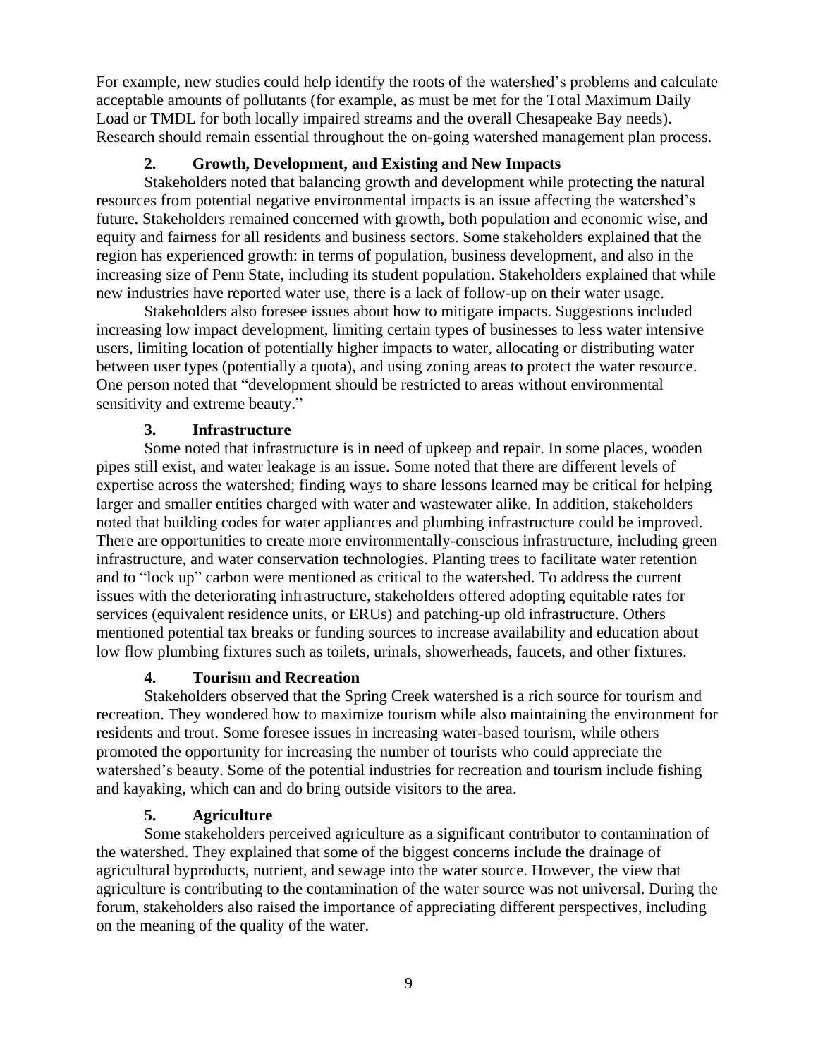For example, new studies could help identify the roots of the watershed's problems and calculate acceptable amounts of pollutants (for example, as must be met for the Total Maximum Daily Load or TMDL for both locally impaired streams and the overall Chesapeake Bay needs). Research should remain essential throughout the on-going watershed management plan process.

### 2. Growth, Development, and Existing and New Impacts

Stakeholders noted that balancing growth and development while protecting the natural resources from potential negative environmental impacts is an issue affecting the watershed's future. Stakeholders remained concerned with growth, both population and economic wise, and equity and fairness for all residents and business sectors. Some stakeholders explained that the region has experienced growth: in terms of population, business development, and also in the increasing size of Penn State, including its student population. Stakeholders explained that while new industries have reported water use, there is a lack of follow-up on their water usage.

Stakeholders also foresee issues about how to mitigate impacts. Suggestions included increasing low impact development, limiting certain types of businesses to less water intensive users, limiting location of potentially higher impacts to water, allocating or distributing water between user types (potentially a quota), and using zoning areas to protect the water resource. One person noted that "development should be restricted to areas without environmental sensitivity and extreme beauty."

### 3. Infrastructure

Some noted that infrastructure is in need of upkeep and repair. In some places, wooden pipes still exist, and water leakage is an issue. Some noted that there are different levels of expertise across the watershed; finding ways to share lessons learned may be critical for helping larger and smaller entities charged with water and wastewater alike. In addition, stakeholders noted that building codes for water appliances and plumbing infrastructure could be improved. There are opportunities to create more environmentally-conscious infrastructure, including green infrastructure, and water conservation technologies. Planting trees to facilitate water retention and to "lock up" carbon were mentioned as critical to the watershed. To address the current issues with the deteriorating infrastructure, stakeholders offered adopting equitable rates for services (equivalent residence units, or ERUs) and patching-up old infrastructure. Others mentioned potential tax breaks or funding sources to increase availability and education about low flow plumbing fixtures such as toilets, urinals, showerheads, faucets, and other fixtures.

### 4. Tourism and Recreation

Stakeholders observed that the Spring Creek watershed is a rich source for tourism and recreation. They wondered how to maximize tourism while also maintaining the environment for residents and trout. Some foresee issues in increasing water-based tourism, while others promoted the opportunity for increasing the number of tourists who could appreciate the watershed's beauty. Some of the potential industries for recreation and tourism include fishing and kayaking, which can and do bring outside visitors to the area.

### 5. Agriculture

Some stakeholders perceived agriculture as a significant contributor to contamination of the watershed. They explained that some of the biggest concerns include the drainage of agricultural byproducts, nutrient, and sewage into the water source. However, the view that agriculture is contributing to the contamination of the water source was not universal. During the forum, stakeholders also raised the importance of appreciating different perspectives, including on the meaning of the quality of the water.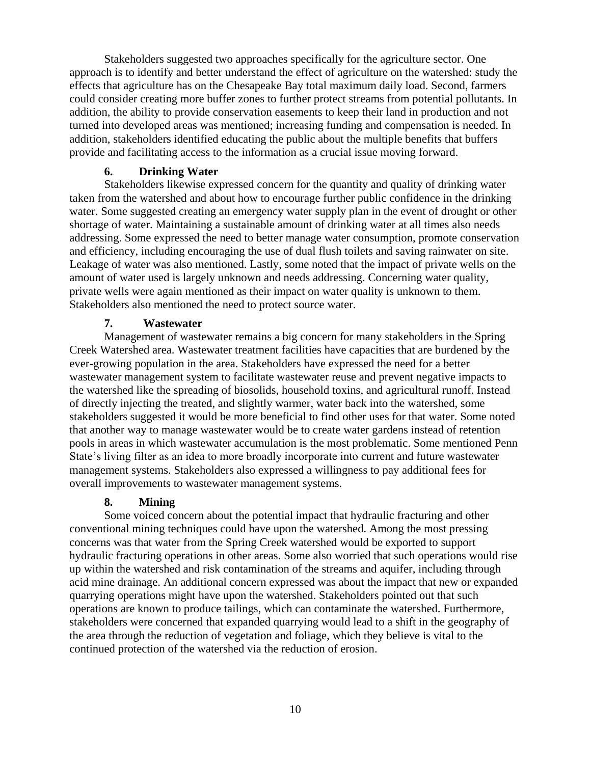Stakeholders suggested two approaches specifically for the agriculture sector. One approach is to identify and better understand the effect of agriculture on the watershed: study the effects that agriculture has on the Chesapeake Bay total maximum daily load. Second, farmers could consider creating more buffer zones to further protect streams from potential pollutants. In addition, the ability to provide conservation easements to keep their land in production and not turned into developed areas was mentioned; increasing funding and compensation is needed. In addition, stakeholders identified educating the public about the multiple benefits that buffers provide and facilitating access to the information as a crucial issue moving forward.

### 6. Drinking Water

Stakeholders likewise expressed concern for the quantity and quality of drinking water taken from the watershed and about how to encourage further public confidence in the drinking water. Some suggested creating an emergency water supply plan in the event of drought or other shortage of water. Maintaining a sustainable amount of drinking water at all times also needs addressing. Some expressed the need to better manage water consumption, promote conservation and efficiency, including encouraging the use of dual flush toilets and saving rainwater on site. Leakage of water was also mentioned. Lastly, some noted that the impact of private wells on the amount of water used is largely unknown and needs addressing. Concerning water quality, private wells were again mentioned as their impact on water quality is unknown to them. Stakeholders also mentioned the need to protect source water.

### 7. Wastewater

Management of wastewater remains a big concern for many stakeholders in the Spring Creek Watershed area. Wastewater treatment facilities have capacities that are burdened by the ever-growing population in the area. Stakeholders have expressed the need for a better wastewater management system to facilitate wastewater reuse and prevent negative impacts to the watershed like the spreading of biosolids, household toxins, and agricultural runoff. Instead of directly injecting the treated, and slightly warmer, water back into the watershed, some stakeholders suggested it would be more beneficial to find other uses for that water. Some noted that another way to manage wastewater would be to create water gardens instead of retention pools in areas in which wastewater accumulation is the most problematic. Some mentioned Penn State's living filter as an idea to more broadly incorporate into current and future wastewater management systems. Stakeholders also expressed a willingness to pay additional fees for overall improvements to wastewater management systems.

### 8. Mining

Some voiced concern about the potential impact that hydraulic fracturing and other conventional mining techniques could have upon the watershed. Among the most pressing concerns was that water from the Spring Creek watershed would be exported to support hydraulic fracturing operations in other areas. Some also worried that such operations would rise up within the watershed and risk contamination of the streams and aquifer, including through acid mine drainage. An additional concern expressed was about the impact that new or expanded quarrying operations might have upon the watershed. Stakeholders pointed out that such operations are known to produce tailings, which can contaminate the watershed. Furthermore, stakeholders were concerned that expanded quarrying would lead to a shift in the geography of the area through the reduction of vegetation and foliage, which they believe is vital to the continued protection of the watershed via the reduction of erosion.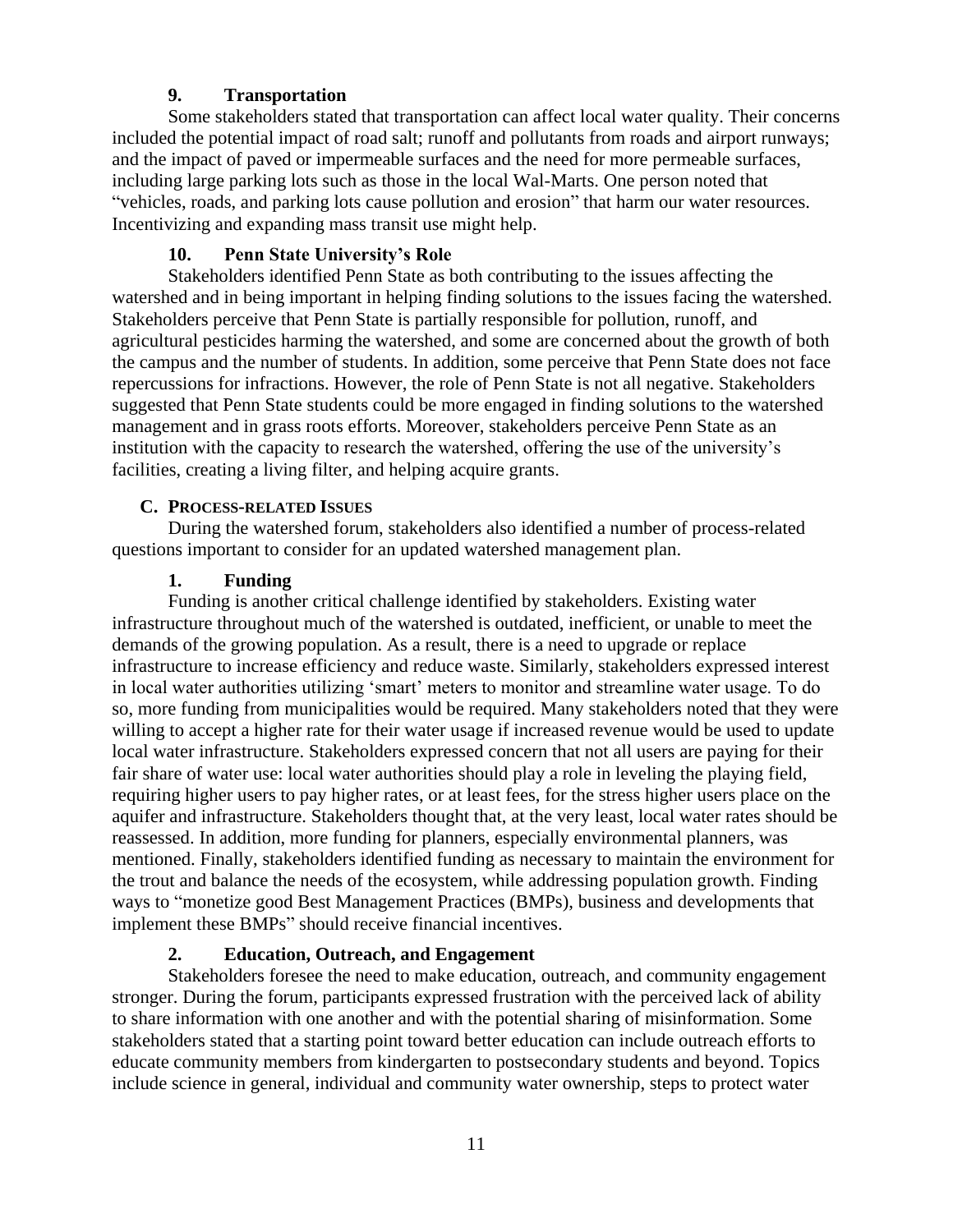### 9. Transportation

Some stakeholders stated that transportation can affect local water quality. Their concerns included the potential impact of road salt; runoff and pollutants from roads and airport runways; and the impact of paved or impermeable surfaces and the need for more permeable surfaces, including large parking lots such as those in the local Wal-Marts. One person noted that "vehicles, roads, and parking lots cause pollution and erosion" that harm our water resources. Incentivizing and expanding mass transit use might help.

### 10. Penn State University's Role

Stakeholders identified Penn State as both contributing to the issues affecting the watershed and in being important in helping finding solutions to the issues facing the watershed. Stakeholders perceive that Penn State is partially responsible for pollution, runoff, and agricultural pesticides harming the watershed, and some are concerned about the growth of both the campus and the number of students. In addition, some perceive that Penn State does not face repercussions for infractions. However, the role of Penn State is not all negative. Stakeholders suggested that Penn State students could be more engaged in finding solutions to the watershed management and in grass roots efforts. Moreover, stakeholders perceive Penn State as an institution with the capacity to research the watershed, offering the use of the university's facilities, creating a living filter, and helping acquire grants.

## C. Process-related Issues

During the watershed forum, stakeholders also identified a number of process-related questions important to consider for an updated watershed management plan.

### 1. Funding

Funding is another critical challenge identified by stakeholders. Existing water infrastructure throughout much of the watershed is outdated, inefficient, or unable to meet the demands of the growing population. As a result, there is a need to upgrade or replace infrastructure to increase efficiency and reduce waste. Similarly, stakeholders expressed interest in local water authorities utilizing 'smart' meters to monitor and streamline water usage. To do so, more funding from municipalities would be required. Many stakeholders noted that they were willing to accept a higher rate for their water usage if increased revenue would be used to update local water infrastructure. Stakeholders expressed concern that not all users are paying for their fair share of water use: local water authorities should play a role in leveling the playing field, requiring higher users to pay higher rates, or at least fees, for the stress higher users place on the aquifer and infrastructure. Stakeholders thought that, at the very least, local water rates should be reassessed. In addition, more funding for planners, especially environmental planners, was mentioned. Finally, stakeholders identified funding as necessary to maintain the environment for the trout and balance the needs of the ecosystem, while addressing population growth. Finding ways to "monetize good Best Management Practices (BMPs), business and developments that implement these BMPs" should receive financial incentives.

### 2. Education, Outreach, and Engagement

Stakeholders foresee the need to make education, outreach, and community engagement stronger. During the forum, participants expressed frustration with the perceived lack of ability to share information with one another and with the potential sharing of misinformation. Some stakeholders stated that a starting point toward better education can include outreach efforts to educate community members from kindergarten to postsecondary students and beyond. Topics include science in general, individual and community water ownership, steps to protect water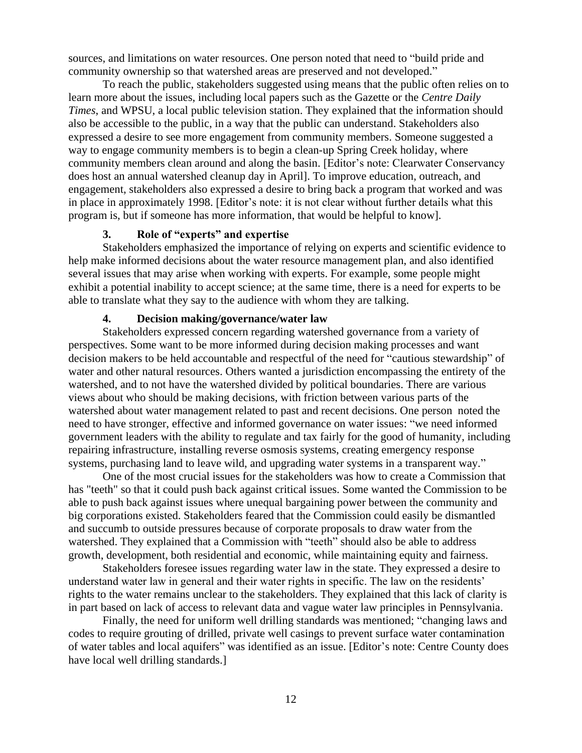sources, and limitations on water resources. One person noted that need to "build pride and community ownership so that watershed areas are preserved and not developed."

To reach the public, stakeholders suggested using means that the public often relies on to learn more about the issues, including local papers such as the Gazette or the *Centre Daily Times*, and WPSU, a local public television station. They explained that the information should also be accessible to the public, in a way that the public can understand. Stakeholders also expressed a desire to see more engagement from community members. Someone suggested a way to engage community members is to begin a clean-up Spring Creek holiday, where community members clean around and along the basin. [Editor's note: Clearwater Conservancy does host an annual watershed cleanup day in April]. To improve education, outreach, and engagement, stakeholders also expressed a desire to bring back a program that worked and was in place in approximately 1998. [Editor's note: it is not clear without further details what this program is, but if someone has more information, that would be helpful to know].

### 3. Role of "experts" and expertise

Stakeholders emphasized the importance of relying on experts and scientific evidence to help make informed decisions about the water resource management plan, and also identified several issues that may arise when working with experts. For example, some people might exhibit a potential inability to accept science; at the same time, there is a need for experts to be able to translate what they say to the audience with whom they are talking.

### 4. Decision making/governance/water law

Stakeholders expressed concern regarding watershed governance from a variety of perspectives. Some want to be more informed during decision making processes and want decision makers to be held accountable and respectful of the need for "cautious stewardship" of water and other natural resources. Others wanted a jurisdiction encompassing the entirety of the watershed, and to not have the watershed divided by political boundaries. There are various views about who should be making decisions, with friction between various parts of the watershed about water management related to past and recent decisions. One person noted the need to have stronger, effective and informed governance on water issues: "we need informed government leaders with the ability to regulate and tax fairly for the good of humanity, including repairing infrastructure, installing reverse osmosis systems, creating emergency response systems, purchasing land to leave wild, and upgrading water systems in a transparent way."

One of the most crucial issues for the stakeholders was how to create a Commission that has "teeth" so that it could push back against critical issues. Some wanted the Commission to be able to push back against issues where unequal bargaining power between the community and big corporations existed. Stakeholders feared that the Commission could easily be dismantled and succumb to outside pressures because of corporate proposals to draw water from the watershed. They explained that a Commission with "teeth" should also be able to address growth, development, both residential and economic, while maintaining equity and fairness.

Stakeholders foresee issues regarding water law in the state. They expressed a desire to understand water law in general and their water rights in specific. The law on the residents' rights to the water remains unclear to the stakeholders. They explained that this lack of clarity is in part based on lack of access to relevant data and vague water law principles in Pennsylvania.

Finally, the need for uniform well drilling standards was mentioned; "changing laws and codes to require grouting of drilled, private well casings to prevent surface water contamination of water tables and local aquifers" was identified as an issue. [Editor's note: Centre County does have local well drilling standards.]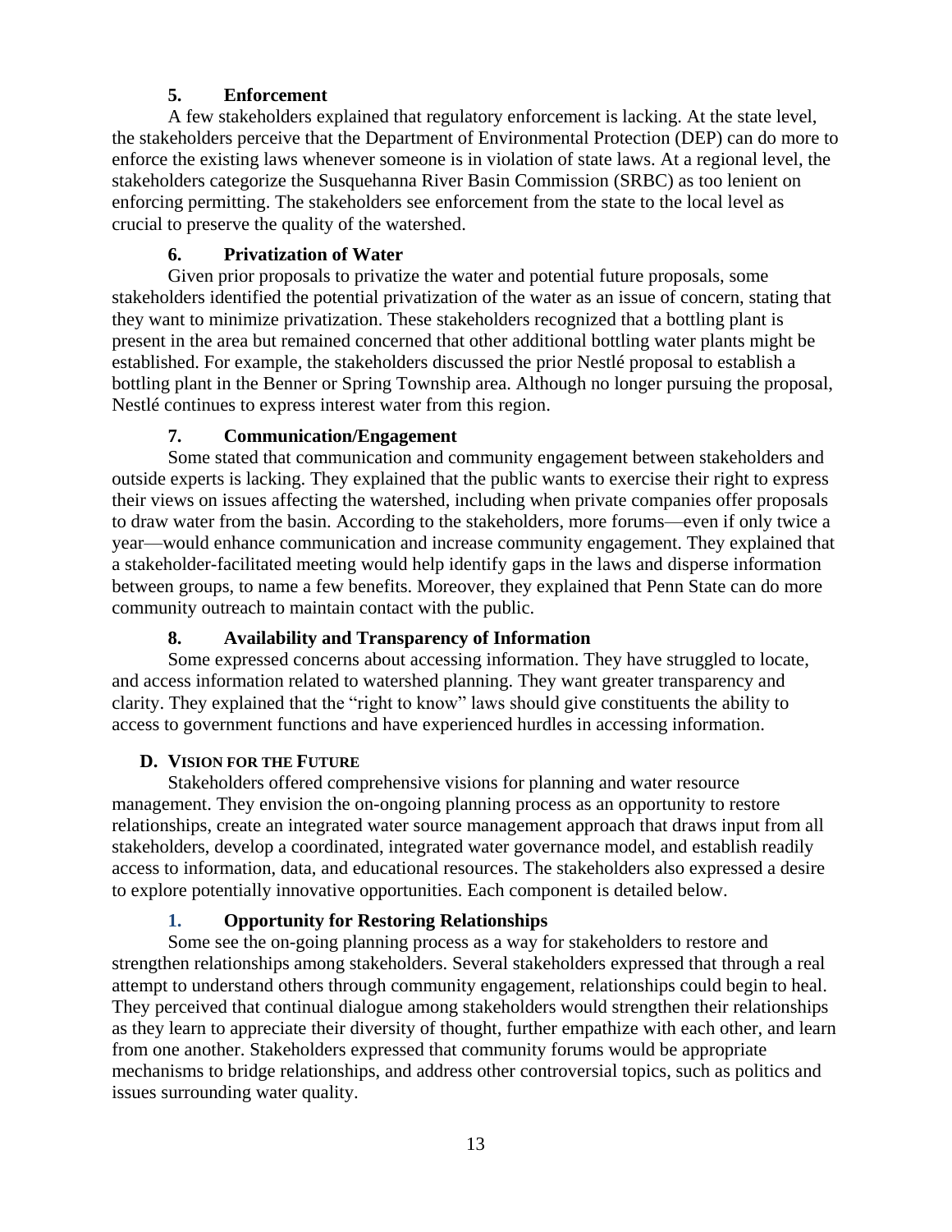#### 5. Enforcement

A few stakeholders explained that regulatory enforcement is lacking. At the state level, the stakeholders perceive that the Department of Environmental Protection (DEP) can do more to enforce the existing laws whenever someone is in violation of state laws. At a regional level, the stakeholders categorize the Susquehanna River Basin Commission (SRBC) as too lenient on enforcing permitting. The stakeholders see enforcement from the state to the local level as crucial to preserve the quality of the watershed.

#### 6. Privatization of Water

Given prior proposals to privatize the water and potential future proposals, some stakeholders identified the potential privatization of the water as an issue of concern, stating that they want to minimize privatization. These stakeholders recognized that a bottling plant is present in the area but remained concerned that other additional bottling water plants might be established. For example, the stakeholders discussed the prior Nestlé proposal to establish a bottling plant in the Benner or Spring Township area. Although no longer pursuing the proposal, Nestlé continues to express interest water from this region.

#### 7. Communication/Engagement

Some stated that communication and community engagement between stakeholders and outside experts is lacking. They explained that the public wants to exercise their right to express their views on issues affecting the watershed, including when private companies offer proposals to draw water from the basin. According to the stakeholders, more forums—even if only twice a year—would enhance communication and increase community engagement. They explained that a stakeholder-facilitated meeting would help identify gaps in the laws and disperse information between groups, to name a few benefits. Moreover, they explained that Penn State can do more community outreach to maintain contact with the public.

#### 8. Availability and Transparency of Information

Some expressed concerns about accessing information. They have struggled to locate, and access information related to watershed planning. They want greater transparency and clarity. They explained that the "right to know" laws should give constituents the ability to access to government functions and have experienced hurdles in accessing information.

### D. Vision for the Future

Stakeholders offered comprehensive visions for planning and water resource management. They envision the on-ongoing planning process as an opportunity to restore relationships, create an integrated water source management approach that draws input from all stakeholders, develop a coordinated, integrated water governance model, and establish readily access to information, data, and educational resources. The stakeholders also expressed a desire to explore potentially innovative opportunities. Each component is detailed below.

#### 1. Opportunity for Restoring Relationships

Some see the on-going planning process as a way for stakeholders to restore and strengthen relationships among stakeholders. Several stakeholders expressed that through a real attempt to understand others through community engagement, relationships could begin to heal. They perceived that continual dialogue among stakeholders would strengthen their relationships as they learn to appreciate their diversity of thought, further empathize with each other, and learn from one another. Stakeholders expressed that community forums would be appropriate mechanisms to bridge relationships, and address other controversial topics, such as politics and issues surrounding water quality.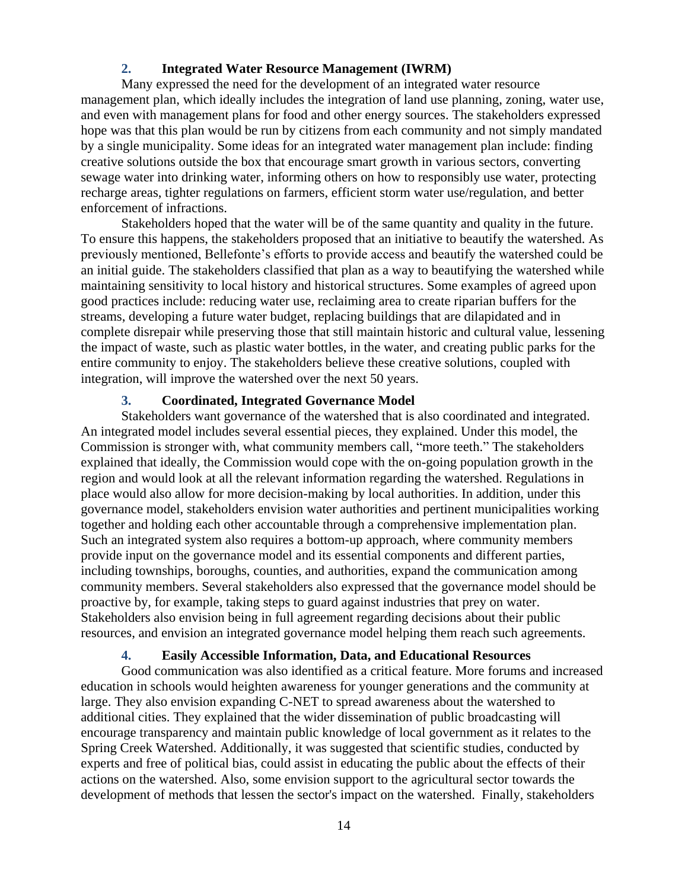### 2. Integrated Water Resource Management (IWRM)

Many expressed the need for the development of an integrated water resource management plan, which ideally includes the integration of land use planning, zoning, water use, and even with management plans for food and other energy sources. The stakeholders expressed hope was that this plan would be run by citizens from each community and not simply mandated by a single municipality. Some ideas for an integrated water management plan include: finding creative solutions outside the box that encourage smart growth in various sectors, converting sewage water into drinking water, informing others on how to responsibly use water, protecting recharge areas, tighter regulations on farmers, efficient storm water use/regulation, and better enforcement of infractions.

Stakeholders hoped that the water will be of the same quantity and quality in the future. To ensure this happens, the stakeholders proposed that an initiative to beautify the watershed. As previously mentioned, Bellefonte's efforts to provide access and beautify the watershed could be an initial guide. The stakeholders classified that plan as a way to beautifying the watershed while maintaining sensitivity to local history and historical structures. Some examples of agreed upon good practices include: reducing water use, reclaiming area to create riparian buffers for the streams, developing a future water budget, replacing buildings that are dilapidated and in complete disrepair while preserving those that still maintain historic and cultural value, lessening the impact of waste, such as plastic water bottles, in the water, and creating public parks for the entire community to enjoy. The stakeholders believe these creative solutions, coupled with integration, will improve the watershed over the next 50 years.

### 3. Coordinated, Integrated Governance Model

Stakeholders want governance of the watershed that is also coordinated and integrated. An integrated model includes several essential pieces, they explained. Under this model, the Commission is stronger with, what community members call, "more teeth." The stakeholders explained that ideally, the Commission would cope with the on-going population growth in the region and would look at all the relevant information regarding the watershed. Regulations in place would also allow for more decision-making by local authorities. In addition, under this governance model, stakeholders envision water authorities and pertinent municipalities working together and holding each other accountable through a comprehensive implementation plan. Such an integrated system also requires a bottom-up approach, where community members provide input on the governance model and its essential components and different parties, including townships, boroughs, counties, and authorities, expand the communication among community members. Several stakeholders also expressed that the governance model should be proactive by, for example, taking steps to guard against industries that prey on water. Stakeholders also envision being in full agreement regarding decisions about their public resources, and envision an integrated governance model helping them reach such agreements.

### 4. Easily Accessible Information, Data, and Educational Resources

Good communication was also identified as a critical feature. More forums and increased education in schools would heighten awareness for younger generations and the community at large. They also envision expanding C-NET to spread awareness about the watershed to additional cities. They explained that the wider dissemination of public broadcasting will encourage transparency and maintain public knowledge of local government as it relates to the Spring Creek Watershed. Additionally, it was suggested that scientific studies, conducted by experts and free of political bias, could assist in educating the public about the effects of their actions on the watershed. Also, some envision support to the agricultural sector towards the development of methods that lessen the sector's impact on the watershed. Finally, stakeholders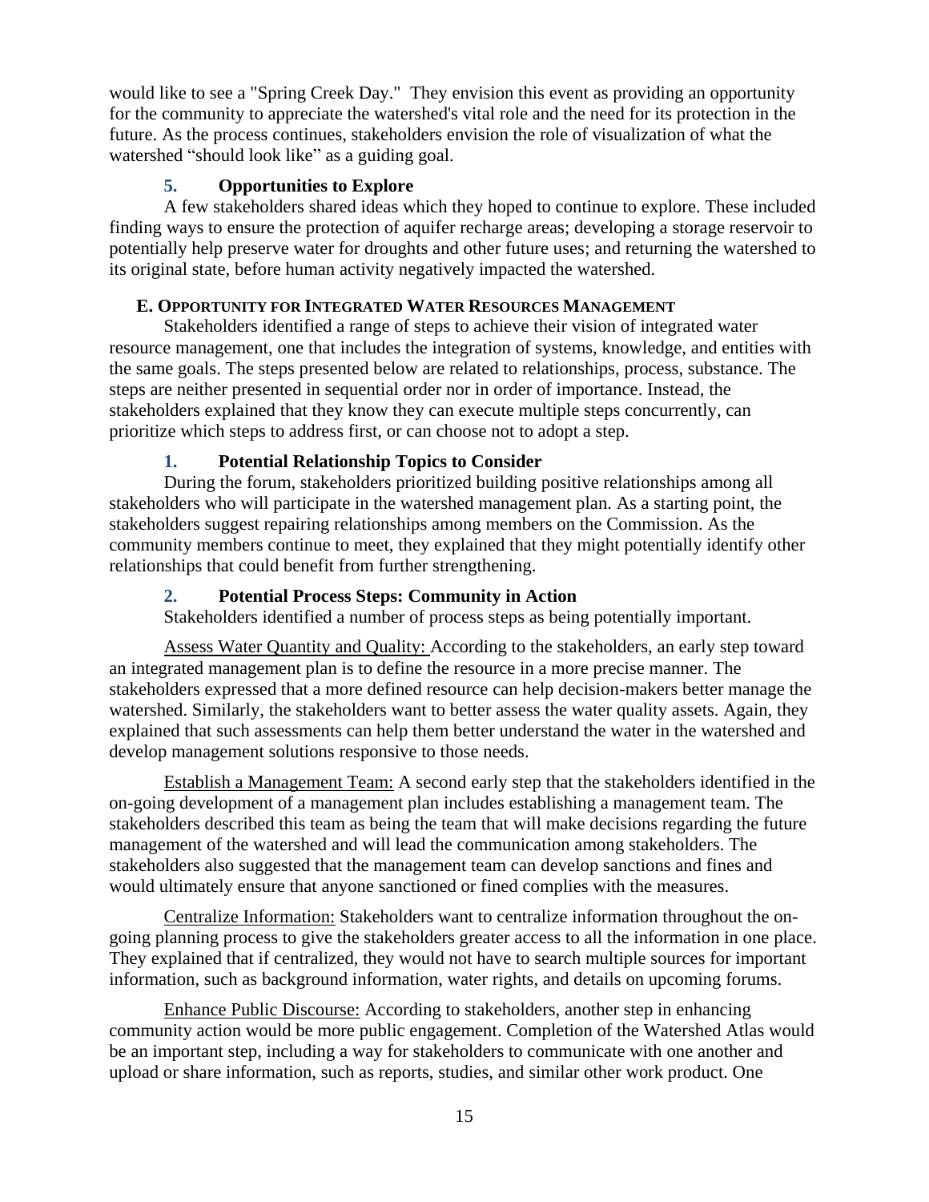would like to see a "Spring Creek Day." They envision this event as providing an opportunity for the community to appreciate the watershed's vital role and the need for its protection in the future. As the process continues, stakeholders envision the role of visualization of what the watershed "should look like" as a guiding goal.

### 5. Opportunities to Explore

A few stakeholders shared ideas which they hoped to continue to explore. These included finding ways to ensure the protection of aquifer recharge areas; developing a storage reservoir to potentially help preserve water for droughts and other future uses; and returning the watershed to its original state, before human activity negatively impacted the watershed.

## E. Opportunity for Integrated Water Resources Management

Stakeholders identified a range of steps to achieve their vision of integrated water resource management, one that includes the integration of systems, knowledge, and entities with the same goals. The steps presented below are related to relationships, process, substance. The steps are neither presented in sequential order nor in order of importance. Instead, the stakeholders explained that they know they can execute multiple steps concurrently, can prioritize which steps to address first, or can choose not to adopt a step.

### 1. Potential Relationship Topics to Consider

During the forum, stakeholders prioritized building positive relationships among all stakeholders who will participate in the watershed management plan. As a starting point, the stakeholders suggest repairing relationships among members on the Commission. As the community members continue to meet, they explained that they might potentially identify other relationships that could benefit from further strengthening.

### 2. Potential Process Steps: Community in Action

Stakeholders identified a number of process steps as being potentially important.

<u>Assess Water Quantity and Quality:</u> According to the stakeholders, an early step toward an integrated management plan is to define the resource in a more precise manner. The stakeholders expressed that a more defined resource can help decision-makers better manage the watershed. Similarly, the stakeholders want to better assess the water quality assets. Again, they explained that such assessments can help them better understand the water in the watershed and develop management solutions responsive to those needs.

<u>Establish a Management Team:</u> A second early step that the stakeholders identified in the on-going development of a management plan includes establishing a management team. The stakeholders described this team as being the team that will make decisions regarding the future management of the watershed and will lead the communication among stakeholders. The stakeholders also suggested that the management team can develop sanctions and fines and would ultimately ensure that anyone sanctioned or fined complies with the measures.

<u>Centralize Information:</u> Stakeholders want to centralize information throughout the on-going planning process to give the stakeholders greater access to all the information in one place. They explained that if centralized, they would not have to search multiple sources for important information, such as background information, water rights, and details on upcoming forums.

<u>Enhance Public Discourse:</u> According to stakeholders, another step in enhancing community action would be more public engagement. Completion of the Watershed Atlas would be an important step, including a way for stakeholders to communicate with one another and upload or share information, such as reports, studies, and similar other work product. One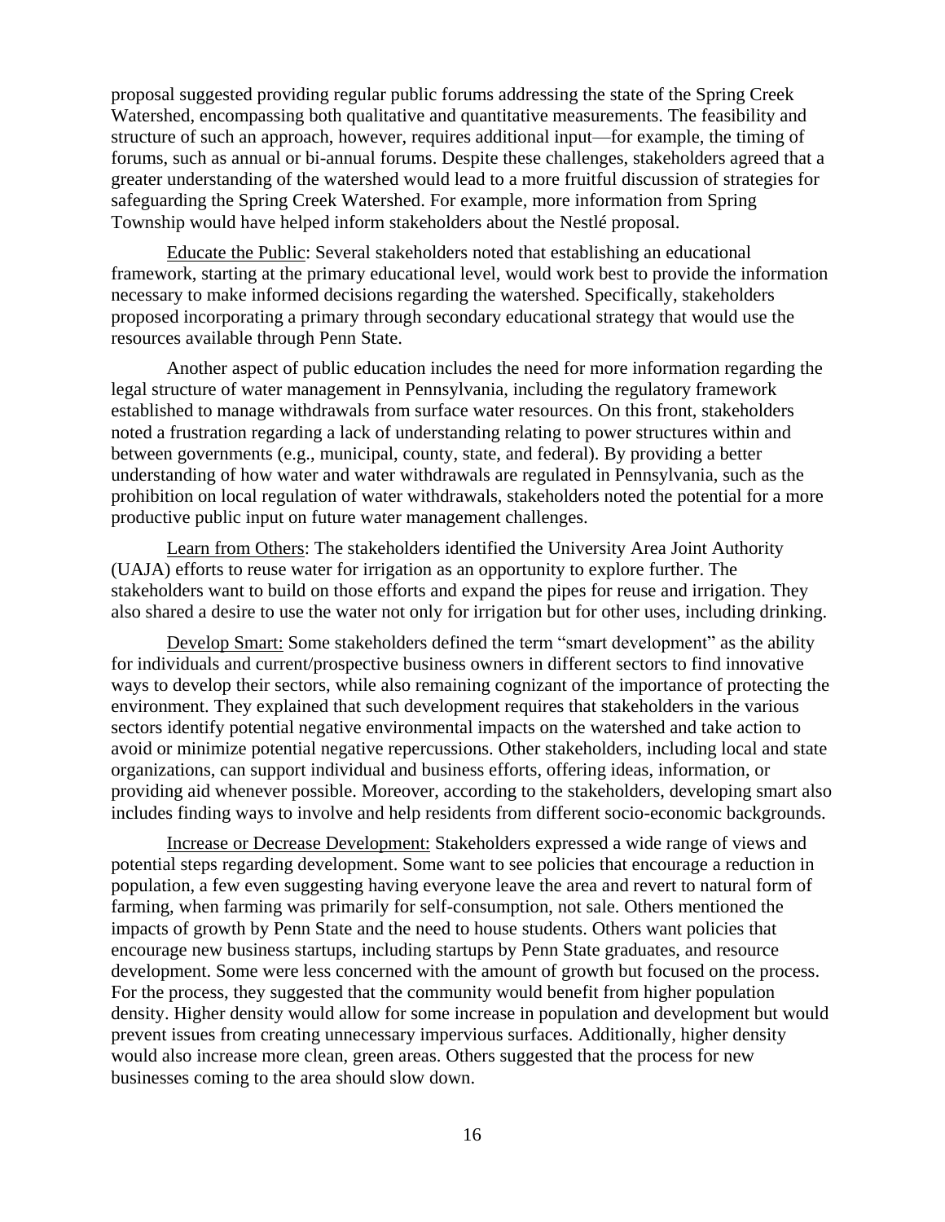proposal suggested providing regular public forums addressing the state of the Spring Creek Watershed, encompassing both qualitative and quantitative measurements. The feasibility and structure of such an approach, however, requires additional input—for example, the timing of forums, such as annual or bi-annual forums. Despite these challenges, stakeholders agreed that a greater understanding of the watershed would lead to a more fruitful discussion of strategies for safeguarding the Spring Creek Watershed. For example, more information from Spring Township would have helped inform stakeholders about the Nestlé proposal.

<u>Educate the Public</u>: Several stakeholders noted that establishing an educational framework, starting at the primary educational level, would work best to provide the information necessary to make informed decisions regarding the watershed. Specifically, stakeholders proposed incorporating a primary through secondary educational strategy that would use the resources available through Penn State.

Another aspect of public education includes the need for more information regarding the legal structure of water management in Pennsylvania, including the regulatory framework established to manage withdrawals from surface water resources. On this front, stakeholders noted a frustration regarding a lack of understanding relating to power structures within and between governments (e.g., municipal, county, state, and federal). By providing a better understanding of how water and water withdrawals are regulated in Pennsylvania, such as the prohibition on local regulation of water withdrawals, stakeholders noted the potential for a more productive public input on future water management challenges.

<u>Learn from Others</u>: The stakeholders identified the University Area Joint Authority (UAJA) efforts to reuse water for irrigation as an opportunity to explore further. The stakeholders want to build on those efforts and expand the pipes for reuse and irrigation. They also shared a desire to use the water not only for irrigation but for other uses, including drinking.

<u>Develop Smart:</u> Some stakeholders defined the term "smart development" as the ability for individuals and current/prospective business owners in different sectors to find innovative ways to develop their sectors, while also remaining cognizant of the importance of protecting the environment. They explained that such development requires that stakeholders in the various sectors identify potential negative environmental impacts on the watershed and take action to avoid or minimize potential negative repercussions. Other stakeholders, including local and state organizations, can support individual and business efforts, offering ideas, information, or providing aid whenever possible. Moreover, according to the stakeholders, developing smart also includes finding ways to involve and help residents from different socio-economic backgrounds.

<u>Increase or Decrease Development:</u> Stakeholders expressed a wide range of views and potential steps regarding development. Some want to see policies that encourage a reduction in population, a few even suggesting having everyone leave the area and revert to natural form of farming, when farming was primarily for self-consumption, not sale. Others mentioned the impacts of growth by Penn State and the need to house students. Others want policies that encourage new business startups, including startups by Penn State graduates, and resource development. Some were less concerned with the amount of growth but focused on the process. For the process, they suggested that the community would benefit from higher population density. Higher density would allow for some increase in population and development but would prevent issues from creating unnecessary impervious surfaces. Additionally, higher density would also increase more clean, green areas. Others suggested that the process for new businesses coming to the area should slow down.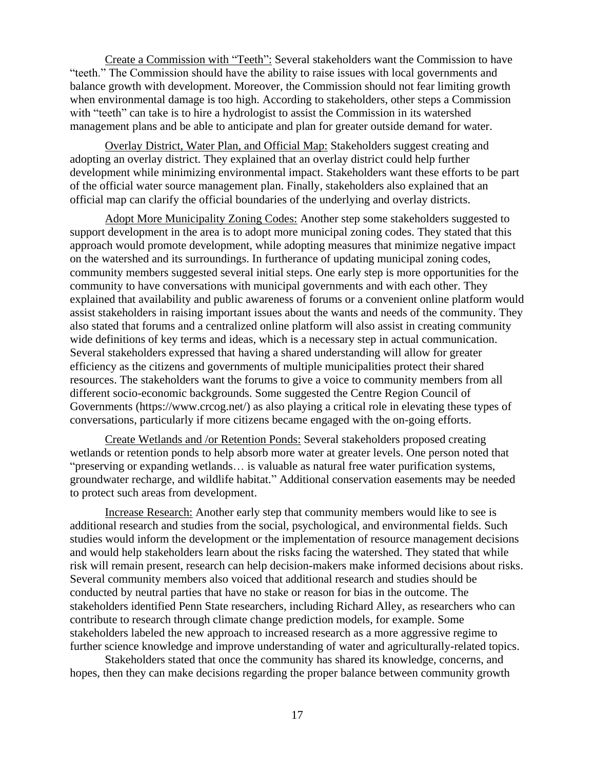<u>Create a Commission with "Teeth":</u> Several stakeholders want the Commission to have "teeth." The Commission should have the ability to raise issues with local governments and balance growth with development. Moreover, the Commission should not fear limiting growth when environmental damage is too high. According to stakeholders, other steps a Commission with "teeth" can take is to hire a hydrologist to assist the Commission in its watershed management plans and be able to anticipate and plan for greater outside demand for water.

<u>Overlay District, Water Plan, and Official Map:</u> Stakeholders suggest creating and adopting an overlay district. They explained that an overlay district could help further development while minimizing environmental impact. Stakeholders want these efforts to be part of the official water source management plan. Finally, stakeholders also explained that an official map can clarify the official boundaries of the underlying and overlay districts.

<u>Adopt More Municipality Zoning Codes:</u> Another step some stakeholders suggested to support development in the area is to adopt more municipal zoning codes. They stated that this approach would promote development, while adopting measures that minimize negative impact on the watershed and its surroundings. In furtherance of updating municipal zoning codes, community members suggested several initial steps. One early step is more opportunities for the community to have conversations with municipal governments and with each other. They explained that availability and public awareness of forums or a convenient online platform would assist stakeholders in raising important issues about the wants and needs of the community. They also stated that forums and a centralized online platform will also assist in creating community wide definitions of key terms and ideas, which is a necessary step in actual communication. Several stakeholders expressed that having a shared understanding will allow for greater efficiency as the citizens and governments of multiple municipalities protect their shared resources. The stakeholders want the forums to give a voice to community members from all different socio-economic backgrounds. Some suggested the Centre Region Council of Governments (https://www.crcog.net/) as also playing a critical role in elevating these types of conversations, particularly if more citizens became engaged with the on-going efforts.

<u>Create Wetlands and /or Retention Ponds:</u> Several stakeholders proposed creating wetlands or retention ponds to help absorb more water at greater levels. One person noted that "preserving or expanding wetlands… is valuable as natural free water purification systems, groundwater recharge, and wildlife habitat." Additional conservation easements may be needed to protect such areas from development.

<u>Increase Research:</u> Another early step that community members would like to see is additional research and studies from the social, psychological, and environmental fields. Such studies would inform the development or the implementation of resource management decisions and would help stakeholders learn about the risks facing the watershed. They stated that while risk will remain present, research can help decision-makers make informed decisions about risks. Several community members also voiced that additional research and studies should be conducted by neutral parties that have no stake or reason for bias in the outcome. The stakeholders identified Penn State researchers, including Richard Alley, as researchers who can contribute to research through climate change prediction models, for example. Some stakeholders labeled the new approach to increased research as a more aggressive regime to further science knowledge and improve understanding of water and agriculturally-related topics.

Stakeholders stated that once the community has shared its knowledge, concerns, and hopes, then they can make decisions regarding the proper balance between community growth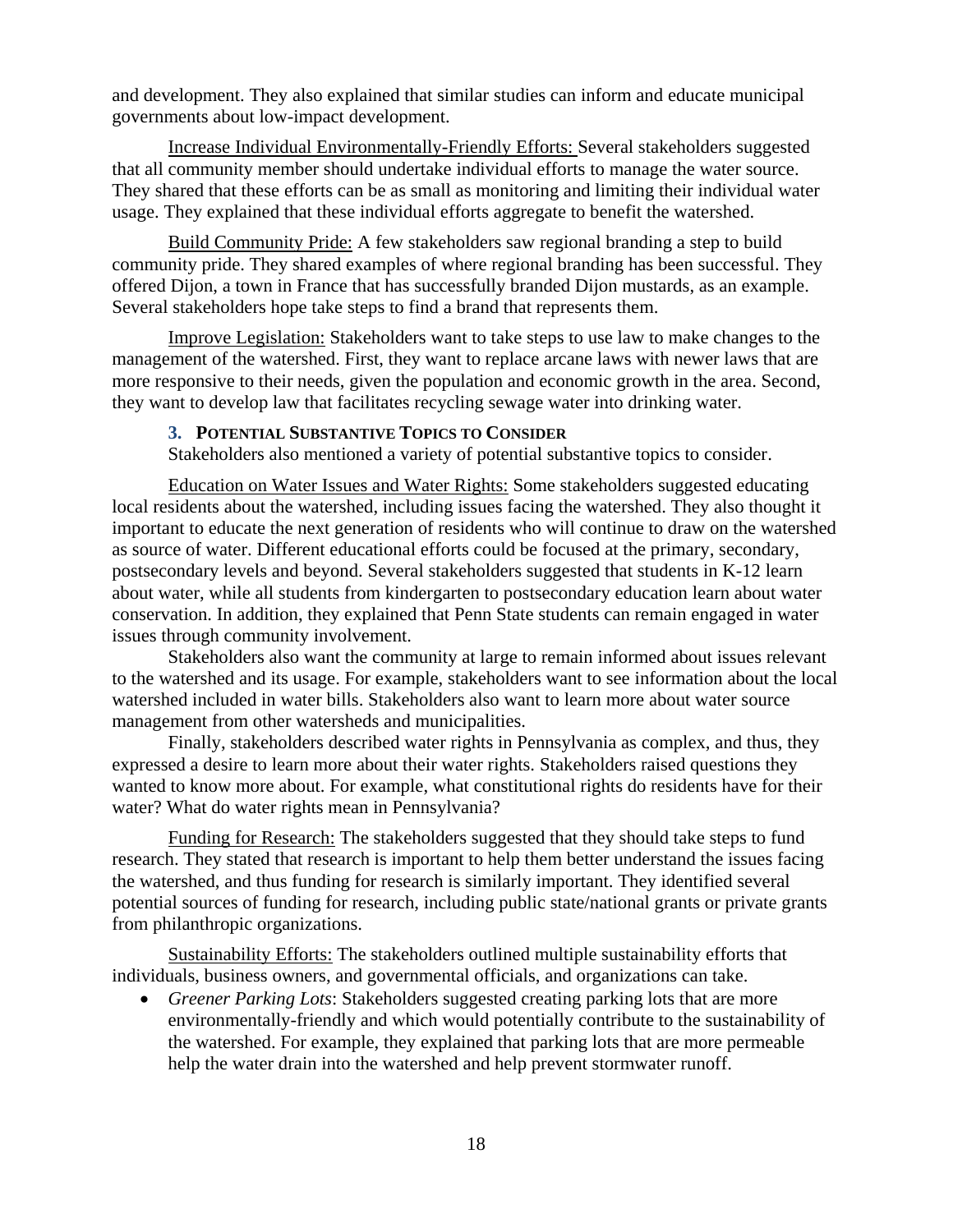and development. They also explained that similar studies can inform and educate municipal governments about low-impact development.

Increase Individual Environmentally-Friendly Efforts: Several stakeholders suggested that all community member should undertake individual efforts to manage the water source. They shared that these efforts can be as small as monitoring and limiting their individual water usage. They explained that these individual efforts aggregate to benefit the watershed.

Build Community Pride: A few stakeholders saw regional branding a step to build community pride. They shared examples of where regional branding has been successful. They offered Dijon, a town in France that has successfully branded Dijon mustards, as an example. Several stakeholders hope take steps to find a brand that represents them.

Improve Legislation: Stakeholders want to take steps to use law to make changes to the management of the watershed. First, they want to replace arcane laws with newer laws that are more responsive to their needs, given the population and economic growth in the area. Second, they want to develop law that facilitates recycling sewage water into drinking water.

### 3. Potential Substantive Topics to Consider

Stakeholders also mentioned a variety of potential substantive topics to consider.

Education on Water Issues and Water Rights: Some stakeholders suggested educating local residents about the watershed, including issues facing the watershed. They also thought it important to educate the next generation of residents who will continue to draw on the watershed as source of water. Different educational efforts could be focused at the primary, secondary, postsecondary levels and beyond. Several stakeholders suggested that students in K-12 learn about water, while all students from kindergarten to postsecondary education learn about water conservation. In addition, they explained that Penn State students can remain engaged in water issues through community involvement.

Stakeholders also want the community at large to remain informed about issues relevant to the watershed and its usage. For example, stakeholders want to see information about the local watershed included in water bills. Stakeholders also want to learn more about water source management from other watersheds and municipalities.

Finally, stakeholders described water rights in Pennsylvania as complex, and thus, they expressed a desire to learn more about their water rights. Stakeholders raised questions they wanted to know more about. For example, what constitutional rights do residents have for their water? What do water rights mean in Pennsylvania?

Funding for Research: The stakeholders suggested that they should take steps to fund research. They stated that research is important to help them better understand the issues facing the watershed, and thus funding for research is similarly important. They identified several potential sources of funding for research, including public state/national grants or private grants from philanthropic organizations.

Sustainability Efforts: The stakeholders outlined multiple sustainability efforts that individuals, business owners, and governmental officials, and organizations can take.

- *Greener Parking Lots*: Stakeholders suggested creating parking lots that are more environmentally-friendly and which would potentially contribute to the sustainability of the watershed. For example, they explained that parking lots that are more permeable help the water drain into the watershed and help prevent stormwater runoff.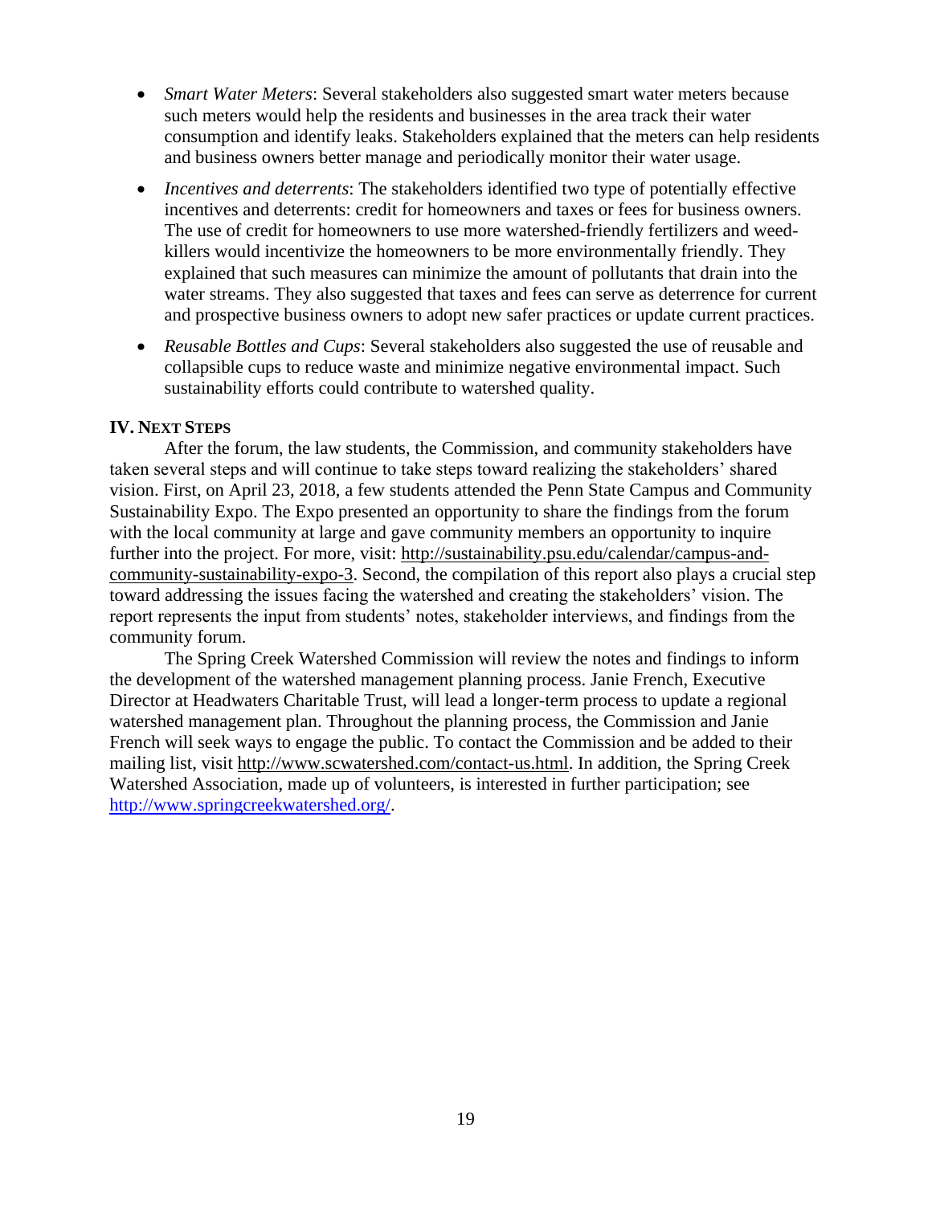- *Smart Water Meters*: Several stakeholders also suggested smart water meters because such meters would help the residents and businesses in the area track their water consumption and identify leaks. Stakeholders explained that the meters can help residents and business owners better manage and periodically monitor their water usage.
- *Incentives and deterrents*: The stakeholders identified two type of potentially effective incentives and deterrents: credit for homeowners and taxes or fees for business owners. The use of credit for homeowners to use more watershed-friendly fertilizers and weed-killers would incentivize the homeowners to be more environmentally friendly. They explained that such measures can minimize the amount of pollutants that drain into the water streams. They also suggested that taxes and fees can serve as deterrence for current and prospective business owners to adopt new safer practices or update current practices.
- *Reusable Bottles and Cups*: Several stakeholders also suggested the use of reusable and collapsible cups to reduce waste and minimize negative environmental impact. Such sustainability efforts could contribute to watershed quality.

## IV. Next Steps

After the forum, the law students, the Commission, and community stakeholders have taken several steps and will continue to take steps toward realizing the stakeholders' shared vision. First, on April 23, 2018, a few students attended the Penn State Campus and Community Sustainability Expo. The Expo presented an opportunity to share the findings from the forum with the local community at large and gave community members an opportunity to inquire further into the project. For more, visit: http://sustainability.psu.edu/calendar/campus-and-community-sustainability-expo-3. Second, the compilation of this report also plays a crucial step toward addressing the issues facing the watershed and creating the stakeholders' vision. The report represents the input from students' notes, stakeholder interviews, and findings from the community forum.

The Spring Creek Watershed Commission will review the notes and findings to inform the development of the watershed management planning process. Janie French, Executive Director at Headwaters Charitable Trust, will lead a longer-term process to update a regional watershed management plan. Throughout the planning process, the Commission and Janie French will seek ways to engage the public. To contact the Commission and be added to their mailing list, visit http://www.scwatershed.com/contact-us.html. In addition, the Spring Creek Watershed Association, made up of volunteers, is interested in further participation; see http://www.springcreekwatershed.org/.